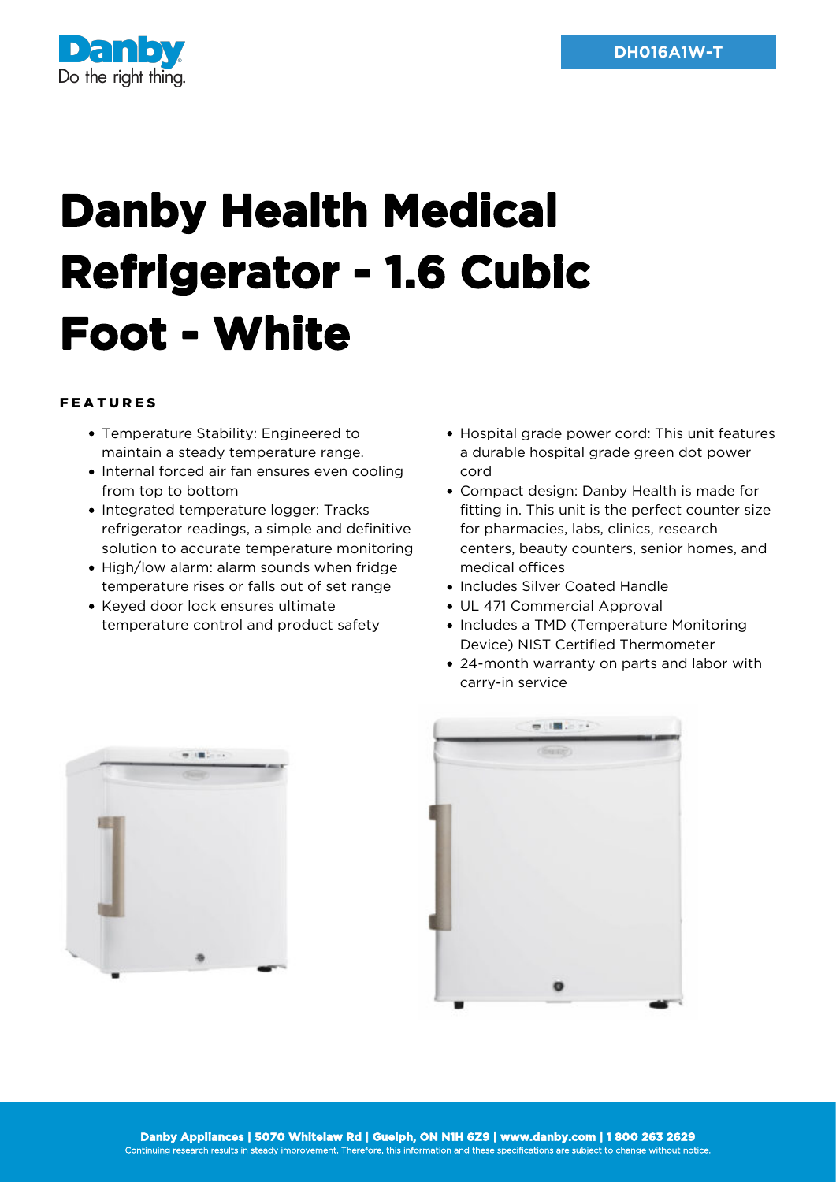DH016A1W-T

# Danby Health Medical Refrigerator - 1.6 Cubic Foot - White

## FEATURES

- Temperature Stability: Engineered to maintain a steady temperature range.
- Internal forced air fan ensures even cooling from top to bottom
- Integrated temperature logger: Tracks refrigerator readings, a simple and definitive solution to accurate temperature monitoring
- High/low alarm: alarm sounds when fridge temperature rises or falls out of set range
- Keyed door lock ensures ultimate temperature control and product safety
- Hospital grade power cord: This unit features a durable hospital grade green dot power cord
- Compact design: Danby Health is made for fitting in. This unit is the perfect counter size for pharmacies, labs, clinics, research centers, beauty counters, senior homes, and medical offices
- Includes Silver Coated Handle
- UL 471 Commercial Approval
- Includes a TMD (Temperature Monitoring Device) NIST Certified Thermometer
- 24-month warranty on parts and labor with carry-in service

**Danby Appliances | 5070 Whitelaw Rd | Guelph, ON N1H 6Z9 | www.danby.com | 1 800 263 2629**
Continuing research results in steady improvement. Therefore, this information and these specifications are subject to change without notice.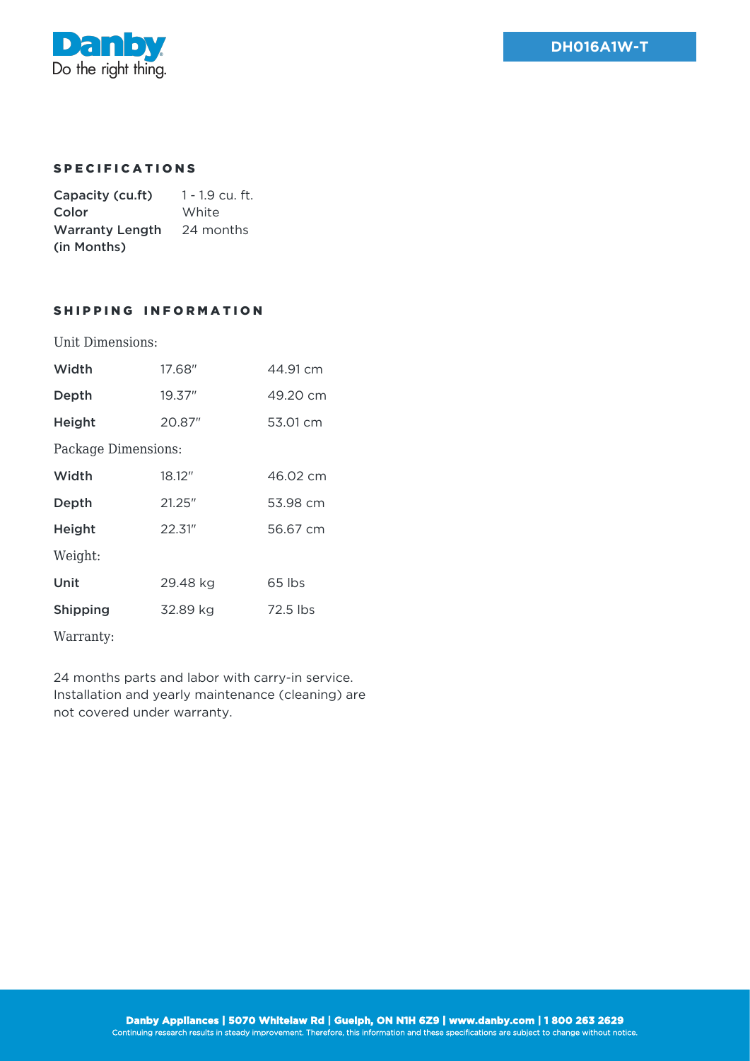Danby
Do the right thing.

**DH016A1W-T**

## SPECIFICATIONS

| | |
|---|---|
| **Capacity (cu.ft)** | 1 - 1.9 cu. ft. |
| **Color** | White |
| **Warranty Length (in Months)** | 24 months |

## SHIPPING INFORMATION

| | | |
|---|---|---|
| Unit Dimensions: | | |
| **Width** | 17.68" | 44.91 cm |
| **Depth** | 19.37" | 49.20 cm |
| **Height** | 20.87" | 53.01 cm |
| Package Dimensions: | | |
| **Width** | 18.12" | 46.02 cm |
| **Depth** | 21.25" | 53.98 cm |
| **Height** | 22.31" | 56.67 cm |
| Weight: | | |
| **Unit** | 29.48 kg | 65 lbs |
| **Shipping** | 32.89 kg | 72.5 lbs |

Warranty:

24 months parts and labor with carry-in service. Installation and yearly maintenance (cleaning) are not covered under warranty.

**Danby Appliances | 5070 Whitelaw Rd | Guelph, ON N1H 6Z9 | www.danby.com | 1 800 263 2629**
Continuing research results in steady improvement. Therefore, this information and these specifications are subject to change without notice.